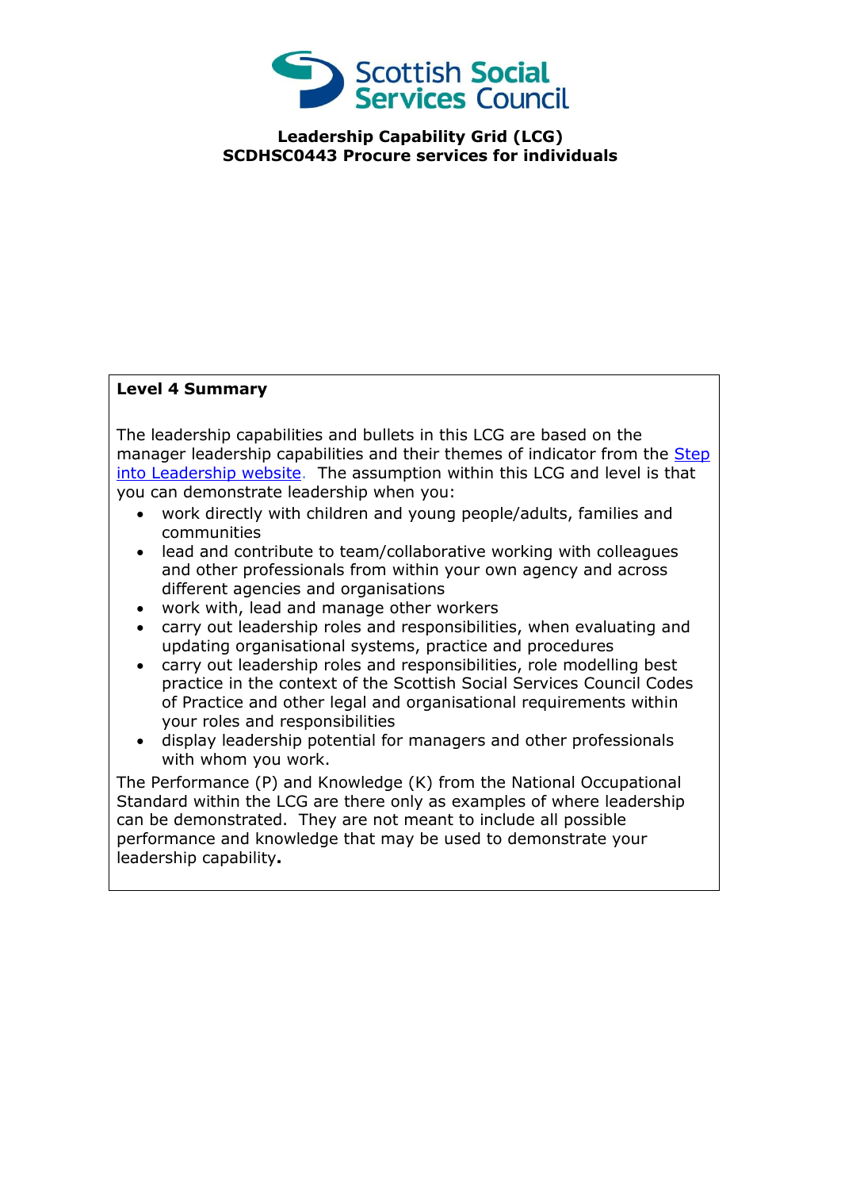Scottish Social Services Council

**Leadership Capability Grid (LCG)**
**SCDHSC0443 Procure services for individuals**

**Level 4 Summary**

The leadership capabilities and bullets in this LCG are based on the manager leadership capabilities and their themes of indicator from the [Step into Leadership website](). The assumption within this LCG and level is that you can demonstrate leadership when you:

- work directly with children and young people/adults, families and communities
- lead and contribute to team/collaborative working with colleagues and other professionals from within your own agency and across different agencies and organisations
- work with, lead and manage other workers
- carry out leadership roles and responsibilities, when evaluating and updating organisational systems, practice and procedures
- carry out leadership roles and responsibilities, role modelling best practice in the context of the Scottish Social Services Council Codes of Practice and other legal and organisational requirements within your roles and responsibilities
- display leadership potential for managers and other professionals with whom you work.

The Performance (P) and Knowledge (K) from the National Occupational Standard within the LCG are there only as examples of where leadership can be demonstrated. They are not meant to include all possible performance and knowledge that may be used to demonstrate your leadership capability**.**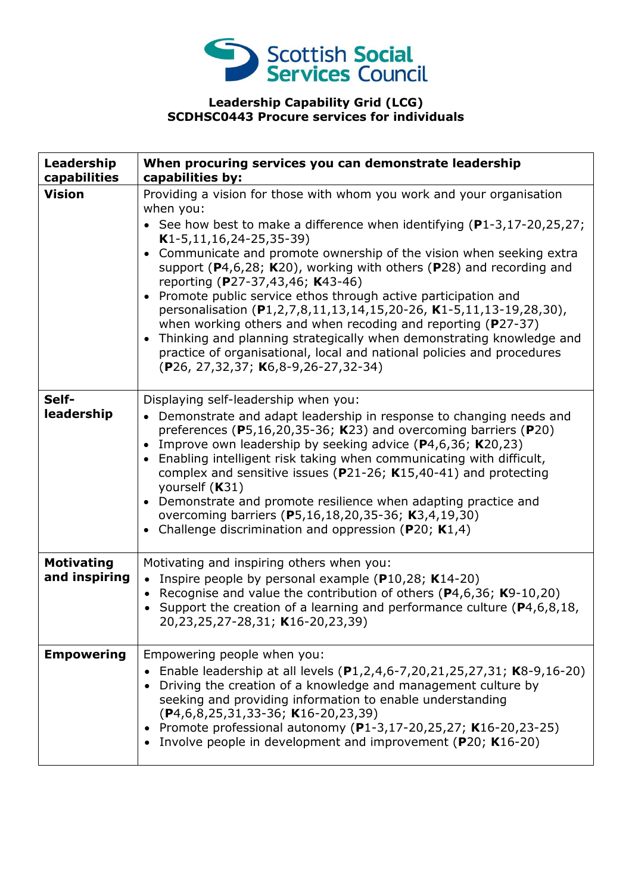Scottish Social Services Council

**Leadership Capability Grid (LCG)**
**SCDHSC0443 Procure services for individuals**

| Leadership capabilities | When procuring services you can demonstrate leadership capabilities by: |
| --- | --- |
| **Vision** | Providing a vision for those with whom you work and your organisation when you:<br>• See how best to make a difference when identifying (**P**1-3,17-20,25,27; **K**1-5,11,16,24-25,35-39)<br>• Communicate and promote ownership of the vision when seeking extra support (**P**4,6,28; **K**20), working with others (**P**28) and recording and reporting (**P**27-37,43,46; **K**43-46)<br>• Promote public service ethos through active participation and personalisation (**P**1,2,7,8,11,13,14,15,20-26, **K**1-5,11,13-19,28,30), when working others and when recoding and reporting (**P**27-37)<br>• Thinking and planning strategically when demonstrating knowledge and practice of organisational, local and national policies and procedures (**P**26, 27,32,37; **K**6,8-9,26-27,32-34) |
| **Self-leadership** | Displaying self-leadership when you:<br>• Demonstrate and adapt leadership in response to changing needs and preferences (**P**5,16,20,35-36; **K**23) and overcoming barriers (**P**20)<br>• Improve own leadership by seeking advice (**P**4,6,36; **K**20,23)<br>• Enabling intelligent risk taking when communicating with difficult, complex and sensitive issues (**P**21-26; **K**15,40-41) and protecting yourself (**K**31)<br>• Demonstrate and promote resilience when adapting practice and overcoming barriers (**P**5,16,18,20,35-36; **K**3,4,19,30)<br>• Challenge discrimination and oppression (**P**20; **K**1,4) |
| **Motivating and inspiring** | Motivating and inspiring others when you:<br>• Inspire people by personal example (**P**10,28; **K**14-20)<br>• Recognise and value the contribution of others (**P**4,6,36; **K**9-10,20)<br>• Support the creation of a learning and performance culture (**P**4,6,8,18, 20,23,25,27-28,31; **K**16-20,23,39) |
| **Empowering** | Empowering people when you:<br>• Enable leadership at all levels (**P**1,2,4,6-7,20,21,25,27,31; **K**8-9,16-20)<br>• Driving the creation of a knowledge and management culture by seeking and providing information to enable understanding (**P**4,6,8,25,31,33-36; **K**16-20,23,39)<br>• Promote professional autonomy (**P**1-3,17-20,25,27; **K**16-20,23-25)<br>• Involve people in development and improvement (**P**20; **K**16-20) |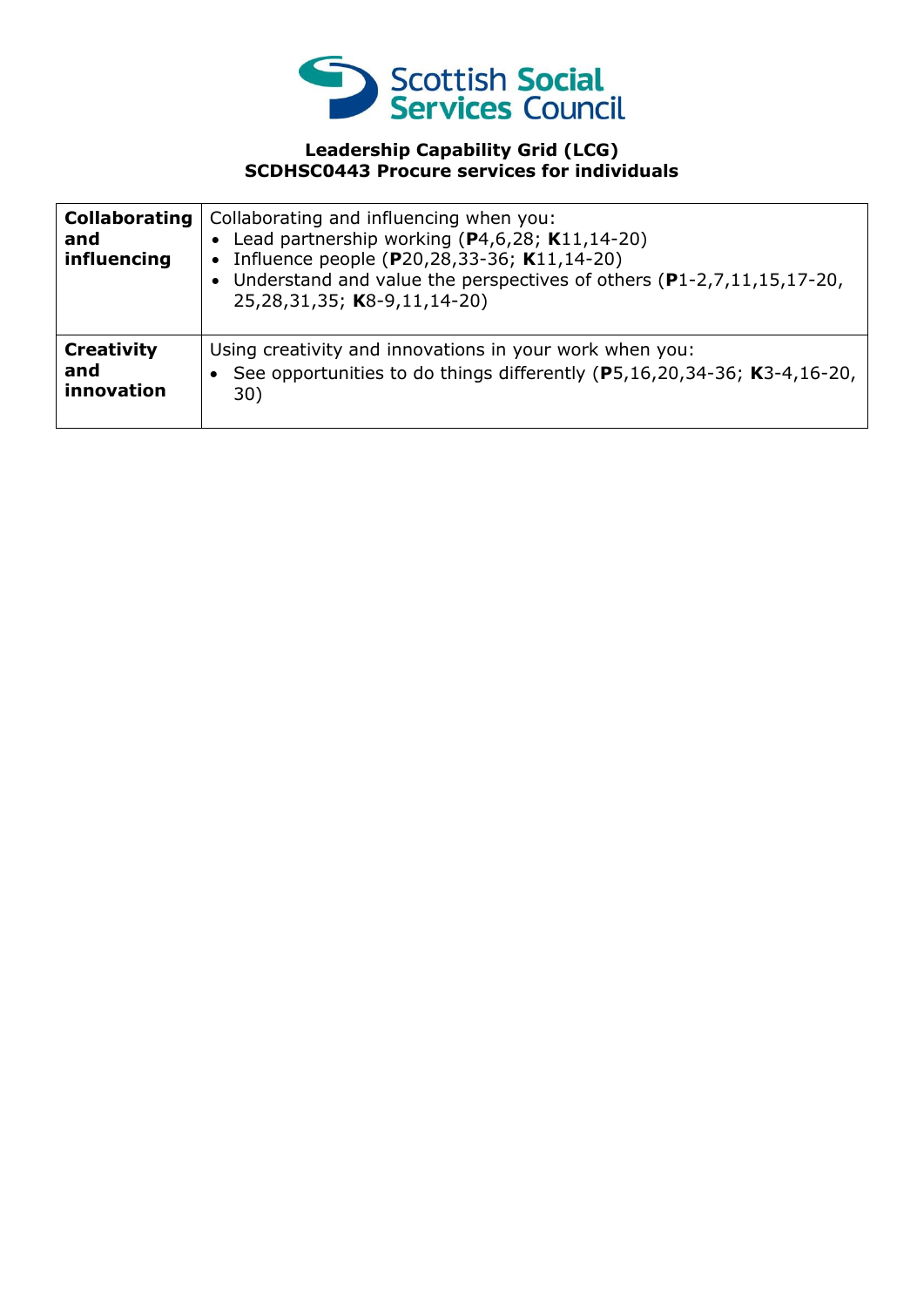**Leadership Capability Grid (LCG)**
**SCDHSC0443 Procure services for individuals**

| | |
|---|---|
| **Collaborating and influencing** | Collaborating and influencing when you:<br>• Lead partnership working (**P**4,6,28; **K**11,14-20)<br>• Influence people (**P**20,28,33-36; **K**11,14-20)<br>• Understand and value the perspectives of others (**P**1-2,7,11,15,17-20, 25,28,31,35; **K**8-9,11,14-20) |
| **Creativity and innovation** | Using creativity and innovations in your work when you:<br>• See opportunities to do things differently (**P**5,16,20,34-36; **K**3-4,16-20, 30) |